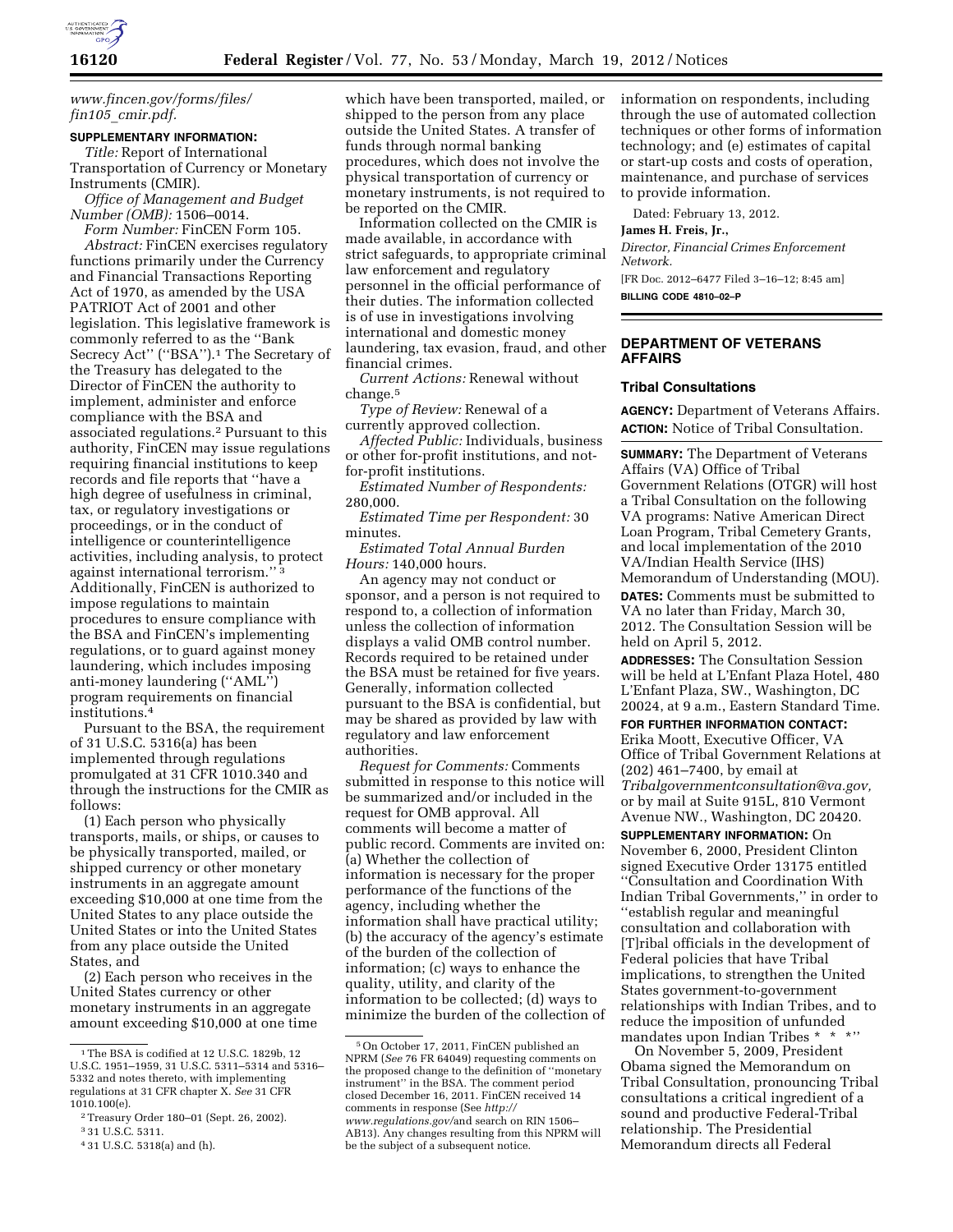*www.fincen.gov/forms/files/fin105_cmir.pdf.*

**SUPPLEMENTARY INFORMATION:**

*Title:* Report of International Transportation of Currency or Monetary Instruments (CMIR).

*Office of Management and Budget Number (OMB):* 1506–0014.

*Form Number:* FinCEN Form 105.

*Abstract:* FinCEN exercises regulatory functions primarily under the Currency and Financial Transactions Reporting Act of 1970, as amended by the USA PATRIOT Act of 2001 and other legislation. This legislative framework is commonly referred to as the ''Bank Secrecy Act'' (''BSA'').[1] The Secretary of the Treasury has delegated to the Director of FinCEN the authority to implement, administer and enforce compliance with the BSA and associated regulations.[2] Pursuant to this authority, FinCEN may issue regulations requiring financial institutions to keep records and file reports that ''have a high degree of usefulness in criminal, tax, or regulatory investigations or proceedings, or in the conduct of intelligence or counterintelligence activities, including analysis, to protect against international terrorism.''[3] Additionally, FinCEN is authorized to impose regulations to maintain procedures to ensure compliance with the BSA and FinCEN's implementing regulations, or to guard against money laundering, which includes imposing anti-money laundering (''AML'') program requirements on financial institutions.[4]

Pursuant to the BSA, the requirement of 31 U.S.C. 5316(a) has been implemented through regulations promulgated at 31 CFR 1010.340 and through the instructions for the CMIR as follows:

(1) Each person who physically transports, mails, or ships, or causes to be physically transported, mailed, or shipped currency or other monetary instruments in an aggregate amount exceeding $10,000 at one time from the United States to any place outside the United States or into the United States from any place outside the United States, and

(2) Each person who receives in the United States currency or other monetary instruments in an aggregate amount exceeding $10,000 at one time which have been transported, mailed, or shipped to the person from any place outside the United States. A transfer of funds through normal banking procedures, which does not involve the physical transportation of currency or monetary instruments, is not required to be reported on the CMIR.

Information collected on the CMIR is made available, in accordance with strict safeguards, to appropriate criminal law enforcement and regulatory personnel in the official performance of their duties. The information collected is of use in investigations involving international and domestic money laundering, tax evasion, fraud, and other financial crimes.

*Current Actions:* Renewal without change.[5]

*Type of Review:* Renewal of a currently approved collection.

*Affected Public:* Individuals, business or other for-profit institutions, and not-for-profit institutions.

*Estimated Number of Respondents:* 280,000.

*Estimated Time per Respondent:* 30 minutes.

*Estimated Total Annual Burden Hours:* 140,000 hours.

An agency may not conduct or sponsor, and a person is not required to respond to, a collection of information unless the collection of information displays a valid OMB control number. Records required to be retained under the BSA must be retained for five years. Generally, information collected pursuant to the BSA is confidential, but may be shared as provided by law with regulatory and law enforcement authorities.

*Request for Comments:* Comments submitted in response to this notice will be summarized and/or included in the request for OMB approval. All comments will become a matter of public record. Comments are invited on: (a) Whether the collection of information is necessary for the proper performance of the functions of the agency, including whether the information shall have practical utility; (b) the accuracy of the agency's estimate of the burden of the collection of information; (c) ways to enhance the quality, utility, and clarity of the information to be collected; (d) ways to minimize the burden of the collection of information on respondents, including through the use of automated collection techniques or other forms of information technology; and (e) estimates of capital or start-up costs and costs of operation, maintenance, and purchase of services to provide information.

Dated: February 13, 2012.

**James H. Freis, Jr.,**

*Director, Financial Crimes Enforcement Network.*

[FR Doc. 2012–6477 Filed 3–16–12; 8:45 am]

**BILLING CODE 4810–02–P**

[1] The BSA is codified at 12 U.S.C. 1829b, 12 U.S.C. 1951–1959, 31 U.S.C. 5311–5314 and 5316–5332 and notes thereto, with implementing regulations at 31 CFR chapter X. *See* 31 CFR 1010.100(e).

[2] Treasury Order 180–01 (Sept. 26, 2002).

[3] 31 U.S.C. 5311.

[4] 31 U.S.C. 5318(a) and (h).

[5] On October 17, 2011, FinCEN published an NPRM (*See* 76 FR 64049) requesting comments on the proposed change to the definition of ''monetary instrument'' in the BSA. The comment period closed December 16, 2011. FinCEN received 14 comments in response (See *http://www.regulations.gov/*and search on RIN 1506–AB13). Any changes resulting from this NPRM will be the subject of a subsequent notice.

## DEPARTMENT OF VETERANS AFFAIRS

### Tribal Consultations

**AGENCY:** Department of Veterans Affairs.

**ACTION:** Notice of Tribal Consultation.

**SUMMARY:** The Department of Veterans Affairs (VA) Office of Tribal Government Relations (OTGR) will host a Tribal Consultation on the following VA programs: Native American Direct Loan Program, Tribal Cemetery Grants, and local implementation of the 2010 VA/Indian Health Service (IHS) Memorandum of Understanding (MOU).

**DATES:** Comments must be submitted to VA no later than Friday, March 30, 2012. The Consultation Session will be held on April 5, 2012.

**ADDRESSES:** The Consultation Session will be held at L'Enfant Plaza Hotel, 480 L'Enfant Plaza, SW., Washington, DC 20024, at 9 a.m., Eastern Standard Time.

**FOR FURTHER INFORMATION CONTACT:** Erika Moott, Executive Officer, VA Office of Tribal Government Relations at (202) 461–7400, by email at *Tribalgovernmentconsultation@va.gov,* or by mail at Suite 915L, 810 Vermont Avenue NW., Washington, DC 20420.

**SUPPLEMENTARY INFORMATION:** On November 6, 2000, President Clinton signed Executive Order 13175 entitled ''Consultation and Coordination With Indian Tribal Governments,'' in order to ''establish regular and meaningful consultation and collaboration with [T]ribal officials in the development of Federal policies that have Tribal implications, to strengthen the United States government-to-government relationships with Indian Tribes, and to reduce the imposition of unfunded mandates upon Indian Tribes * * *''

On November 5, 2009, President Obama signed the Memorandum on Tribal Consultation, pronouncing Tribal consultations a critical ingredient of a sound and productive Federal-Tribal relationship. The Presidential Memorandum directs all Federal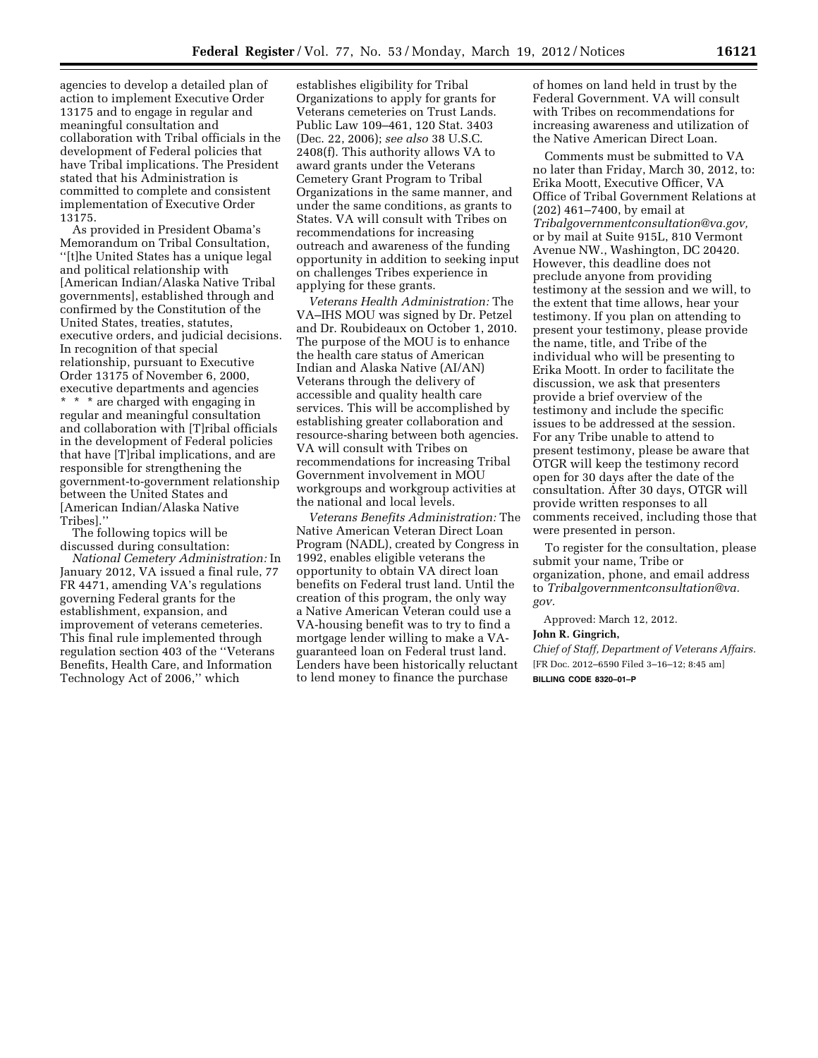agencies to develop a detailed plan of action to implement Executive Order 13175 and to engage in regular and meaningful consultation and collaboration with Tribal officials in the development of Federal policies that have Tribal implications. The President stated that his Administration is committed to complete and consistent implementation of Executive Order 13175.

As provided in President Obama's Memorandum on Tribal Consultation, ''[t]he United States has a unique legal and political relationship with [American Indian/Alaska Native Tribal governments], established through and confirmed by the Constitution of the United States, treaties, statutes, executive orders, and judicial decisions. In recognition of that special relationship, pursuant to Executive Order 13175 of November 6, 2000, executive departments and agencies * * * are charged with engaging in regular and meaningful consultation and collaboration with [T]ribal officials in the development of Federal policies that have [T]ribal implications, and are responsible for strengthening the government-to-government relationship between the United States and [American Indian/Alaska Native Tribes].''

The following topics will be discussed during consultation:

*National Cemetery Administration:* In January 2012, VA issued a final rule, 77 FR 4471, amending VA's regulations governing Federal grants for the establishment, expansion, and improvement of veterans cemeteries. This final rule implemented through regulation section 403 of the ''Veterans Benefits, Health Care, and Information Technology Act of 2006,'' which establishes eligibility for Tribal Organizations to apply for grants for Veterans cemeteries on Trust Lands. Public Law 109–461, 120 Stat. 3403 (Dec. 22, 2006); *see also* 38 U.S.C. 2408(f). This authority allows VA to award grants under the Veterans Cemetery Grant Program to Tribal Organizations in the same manner, and under the same conditions, as grants to States. VA will consult with Tribes on recommendations for increasing outreach and awareness of the funding opportunity in addition to seeking input on challenges Tribes experience in applying for these grants.

*Veterans Health Administration:* The VA–IHS MOU was signed by Dr. Petzel and Dr. Roubideaux on October 1, 2010. The purpose of the MOU is to enhance the health care status of American Indian and Alaska Native (AI/AN) Veterans through the delivery of accessible and quality health care services. This will be accomplished by establishing greater collaboration and resource-sharing between both agencies. VA will consult with Tribes on recommendations for increasing Tribal Government involvement in MOU workgroups and workgroup activities at the national and local levels.

*Veterans Benefits Administration:* The Native American Veteran Direct Loan Program (NADL), created by Congress in 1992, enables eligible veterans the opportunity to obtain VA direct loan benefits on Federal trust land. Until the creation of this program, the only way a Native American Veteran could use a VA-housing benefit was to try to find a mortgage lender willing to make a VA-guaranteed loan on Federal trust land. Lenders have been historically reluctant to lend money to finance the purchase of homes on land held in trust by the Federal Government. VA will consult with Tribes on recommendations for increasing awareness and utilization of the Native American Direct Loan.

Comments must be submitted to VA no later than Friday, March 30, 2012, to: Erika Moott, Executive Officer, VA Office of Tribal Government Relations at (202) 461–7400, by email at *Tribalgovernmentconsultation@va.gov,* or by mail at Suite 915L, 810 Vermont Avenue NW., Washington, DC 20420. However, this deadline does not preclude anyone from providing testimony at the session and we will, to the extent that time allows, hear your testimony. If you plan on attending to present your testimony, please provide the name, title, and Tribe of the individual who will be presenting to Erika Moott. In order to facilitate the discussion, we ask that presenters provide a brief overview of the testimony and include the specific issues to be addressed at the session. For any Tribe unable to attend to present testimony, please be aware that OTGR will keep the testimony record open for 30 days after the date of the consultation. After 30 days, OTGR will provide written responses to all comments received, including those that were presented in person.

To register for the consultation, please submit your name, Tribe or organization, phone, and email address to *Tribalgovernmentconsultation@va.gov.*

Approved: March 12, 2012.

**John R. Gingrich,**

*Chief of Staff, Department of Veterans Affairs.*

[FR Doc. 2012–6590 Filed 3–16–12; 8:45 am]

**BILLING CODE 8320–01–P**